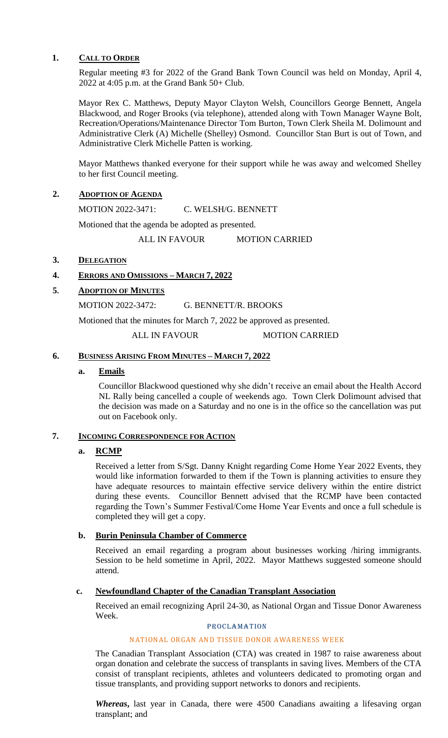## 1. CALL TO ORDER

Regular meeting #3 for 2022 of the Grand Bank Town Council was held on Monday, April 4, 2022 at 4:05 p.m. at the Grand Bank 50+ Club.

Mayor Rex C. Matthews, Deputy Mayor Clayton Welsh, Councillors George Bennett, Angela Blackwood, and Roger Brooks (via telephone), attended along with Town Manager Wayne Bolt, Recreation/Operations/Maintenance Director Tom Burton, Town Clerk Sheila M. Dolimount and Administrative Clerk (A) Michelle (Shelley) Osmond. Councillor Stan Burt is out of Town, and Administrative Clerk Michelle Patten is working.

Mayor Matthews thanked everyone for their support while he was away and welcomed Shelley to her first Council meeting.

## 2. ADOPTION OF AGENDA

MOTION 2022-3471: C. WELSH/G. BENNETT

Motioned that the agenda be adopted as presented.

ALL IN FAVOUR MOTION CARRIED

## 3. DELEGATION

## 4. ERRORS AND OMISSIONS – MARCH 7, 2022

## 5. ADOPTION OF MINUTES

MOTION 2022-3472: G. BENNETT/R. BROOKS

Motioned that the minutes for March 7, 2022 be approved as presented.

ALL IN FAVOUR MOTION CARRIED

## 6. BUSINESS ARISING FROM MINUTES – MARCH 7, 2022

### a. Emails

Councillor Blackwood questioned why she didn't receive an email about the Health Accord NL Rally being cancelled a couple of weekends ago. Town Clerk Dolimount advised that the decision was made on a Saturday and no one is in the office so the cancellation was put out on Facebook only.

## 7. INCOMING CORRESPONDENCE FOR ACTION

### a. RCMP

Received a letter from S/Sgt. Danny Knight regarding Come Home Year 2022 Events, they would like information forwarded to them if the Town is planning activities to ensure they have adequate resources to maintain effective service delivery within the entire district during these events. Councillor Bennett advised that the RCMP have been contacted regarding the Town's Summer Festival/Come Home Year Events and once a full schedule is completed they will get a copy.

### b. Burin Peninsula Chamber of Commerce

Received an email regarding a program about businesses working /hiring immigrants. Session to be held sometime in April, 2022. Mayor Matthews suggested someone should attend.

### c. Newfoundland Chapter of the Canadian Transplant Association

Received an email recognizing April 24-30, as National Organ and Tissue Donor Awareness Week.

PROCLAMATION

NATIONAL ORGAN AND TISSUE DONOR AWARENESS WEEK

The Canadian Transplant Association (CTA) was created in 1987 to raise awareness about organ donation and celebrate the success of transplants in saving lives. Members of the CTA consist of transplant recipients, athletes and volunteers dedicated to promoting organ and tissue transplants, and providing support networks to donors and recipients.

***Whereas***, last year in Canada, there were 4500 Canadians awaiting a lifesaving organ transplant; and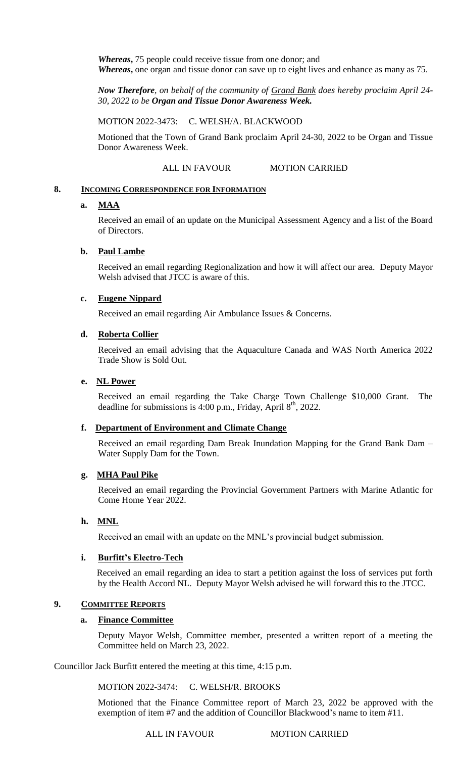***Whereas***, 75 people could receive tissue from one donor; and
***Whereas***, one organ and tissue donor can save up to eight lives and enhance as many as 75.

***Now Therefore****, on behalf of the community of Grand Bank does hereby proclaim April 24-30, 2022 to be* ***Organ and Tissue Donor Awareness Week.***

MOTION 2022-3473: C. WELSH/A. BLACKWOOD

Motioned that the Town of Grand Bank proclaim April 24-30, 2022 to be Organ and Tissue Donor Awareness Week.

ALL IN FAVOUR MOTION CARRIED

## 8. INCOMING CORRESPONDENCE FOR INFORMATION

### a. MAA

Received an email of an update on the Municipal Assessment Agency and a list of the Board of Directors.

### b. Paul Lambe

Received an email regarding Regionalization and how it will affect our area. Deputy Mayor Welsh advised that JTCC is aware of this.

### c. Eugene Nippard

Received an email regarding Air Ambulance Issues & Concerns.

### d. Roberta Collier

Received an email advising that the Aquaculture Canada and WAS North America 2022 Trade Show is Sold Out.

### e. NL Power

Received an email regarding the Take Charge Town Challenge $10,000 Grant. The deadline for submissions is 4:00 p.m., Friday, April 8th, 2022.

### f. Department of Environment and Climate Change

Received an email regarding Dam Break Inundation Mapping for the Grand Bank Dam – Water Supply Dam for the Town.

### g. MHA Paul Pike

Received an email regarding the Provincial Government Partners with Marine Atlantic for Come Home Year 2022.

### h. MNL

Received an email with an update on the MNL's provincial budget submission.

### i. Burfitt's Electro-Tech

Received an email regarding an idea to start a petition against the loss of services put forth by the Health Accord NL. Deputy Mayor Welsh advised he will forward this to the JTCC.

## 9. COMMITTEE REPORTS

### a. Finance Committee

Deputy Mayor Welsh, Committee member, presented a written report of a meeting the Committee held on March 23, 2022.

Councillor Jack Burfitt entered the meeting at this time, 4:15 p.m.

MOTION 2022-3474: C. WELSH/R. BROOKS

Motioned that the Finance Committee report of March 23, 2022 be approved with the exemption of item #7 and the addition of Councillor Blackwood's name to item #11.

ALL IN FAVOUR MOTION CARRIED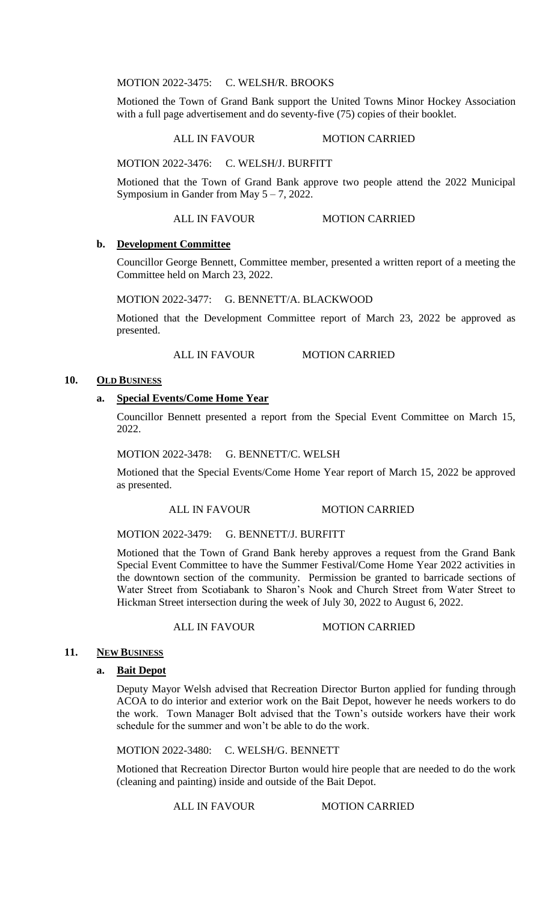MOTION 2022-3475: C. WELSH/R. BROOKS

Motioned the Town of Grand Bank support the United Towns Minor Hockey Association with a full page advertisement and do seventy-five (75) copies of their booklet.

ALL IN FAVOUR MOTION CARRIED

MOTION 2022-3476: C. WELSH/J. BURFITT

Motioned that the Town of Grand Bank approve two people attend the 2022 Municipal Symposium in Gander from May 5 – 7, 2022.

ALL IN FAVOUR MOTION CARRIED

**b. Development Committee**

Councillor George Bennett, Committee member, presented a written report of a meeting the Committee held on March 23, 2022.

MOTION 2022-3477: G. BENNETT/A. BLACKWOOD

Motioned that the Development Committee report of March 23, 2022 be approved as presented.

ALL IN FAVOUR MOTION CARRIED

## 10. OLD BUSINESS

**a. Special Events/Come Home Year**

Councillor Bennett presented a report from the Special Event Committee on March 15, 2022.

MOTION 2022-3478: G. BENNETT/C. WELSH

Motioned that the Special Events/Come Home Year report of March 15, 2022 be approved as presented.

ALL IN FAVOUR MOTION CARRIED

MOTION 2022-3479: G. BENNETT/J. BURFITT

Motioned that the Town of Grand Bank hereby approves a request from the Grand Bank Special Event Committee to have the Summer Festival/Come Home Year 2022 activities in the downtown section of the community. Permission be granted to barricade sections of Water Street from Scotiabank to Sharon's Nook and Church Street from Water Street to Hickman Street intersection during the week of July 30, 2022 to August 6, 2022.

ALL IN FAVOUR MOTION CARRIED

## 11. NEW BUSINESS

**a. Bait Depot**

Deputy Mayor Welsh advised that Recreation Director Burton applied for funding through ACOA to do interior and exterior work on the Bait Depot, however he needs workers to do the work. Town Manager Bolt advised that the Town's outside workers have their work schedule for the summer and won't be able to do the work.

MOTION 2022-3480: C. WELSH/G. BENNETT

Motioned that Recreation Director Burton would hire people that are needed to do the work (cleaning and painting) inside and outside of the Bait Depot.

ALL IN FAVOUR MOTION CARRIED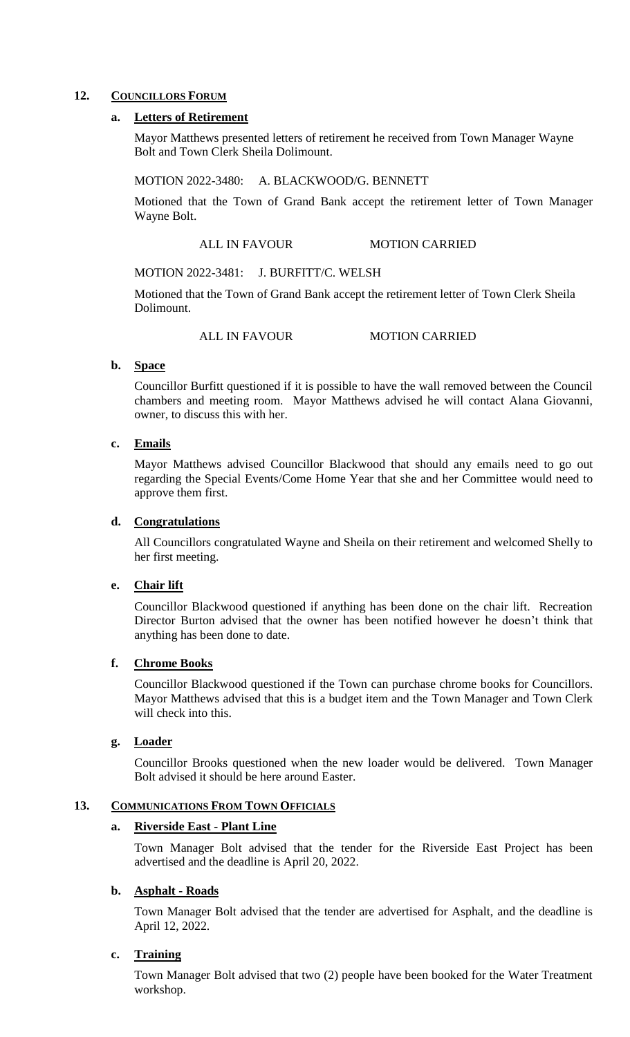## 12. COUNCILLORS FORUM

### a. Letters of Retirement

Mayor Matthews presented letters of retirement he received from Town Manager Wayne Bolt and Town Clerk Sheila Dolimount.

MOTION 2022-3480: A. BLACKWOOD/G. BENNETT

Motioned that the Town of Grand Bank accept the retirement letter of Town Manager Wayne Bolt.

ALL IN FAVOUR MOTION CARRIED

MOTION 2022-3481: J. BURFITT/C. WELSH

Motioned that the Town of Grand Bank accept the retirement letter of Town Clerk Sheila Dolimount.

ALL IN FAVOUR MOTION CARRIED

### b. Space

Councillor Burfitt questioned if it is possible to have the wall removed between the Council chambers and meeting room. Mayor Matthews advised he will contact Alana Giovanni, owner, to discuss this with her.

### c. Emails

Mayor Matthews advised Councillor Blackwood that should any emails need to go out regarding the Special Events/Come Home Year that she and her Committee would need to approve them first.

### d. Congratulations

All Councillors congratulated Wayne and Sheila on their retirement and welcomed Shelly to her first meeting.

### e. Chair lift

Councillor Blackwood questioned if anything has been done on the chair lift. Recreation Director Burton advised that the owner has been notified however he doesn't think that anything has been done to date.

### f. Chrome Books

Councillor Blackwood questioned if the Town can purchase chrome books for Councillors. Mayor Matthews advised that this is a budget item and the Town Manager and Town Clerk will check into this.

### g. Loader

Councillor Brooks questioned when the new loader would be delivered. Town Manager Bolt advised it should be here around Easter.

## 13. COMMUNICATIONS FROM TOWN OFFICIALS

### a. Riverside East - Plant Line

Town Manager Bolt advised that the tender for the Riverside East Project has been advertised and the deadline is April 20, 2022.

### b. Asphalt - Roads

Town Manager Bolt advised that the tender are advertised for Asphalt, and the deadline is April 12, 2022.

### c. Training

Town Manager Bolt advised that two (2) people have been booked for the Water Treatment workshop.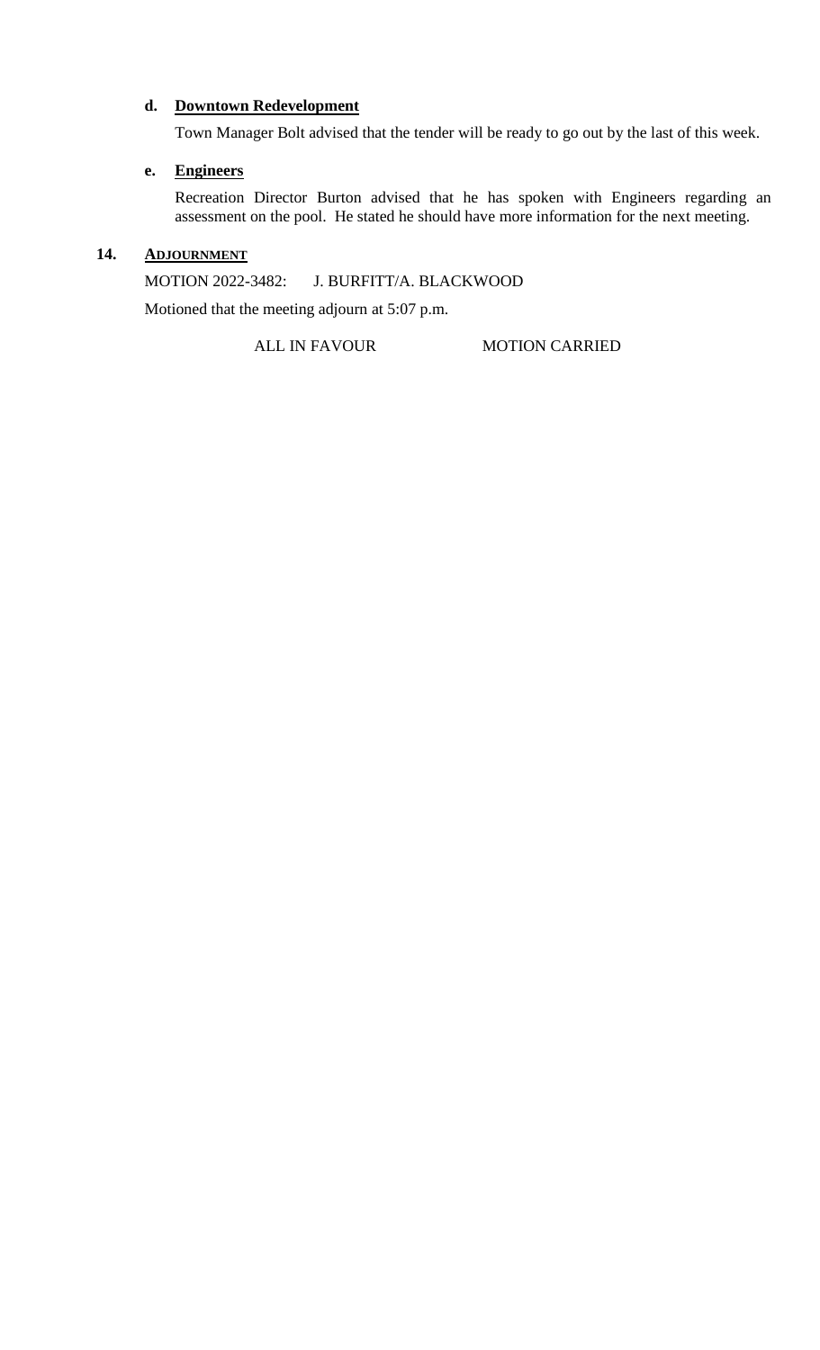**d. Downtown Redevelopment**

Town Manager Bolt advised that the tender will be ready to go out by the last of this week.

**e. Engineers**

Recreation Director Burton advised that he has spoken with Engineers regarding an assessment on the pool. He stated he should have more information for the next meeting.

## 14. ADJOURNMENT

MOTION 2022-3482: J. BURFITT/A. BLACKWOOD

Motioned that the meeting adjourn at 5:07 p.m.

ALL IN FAVOUR MOTION CARRIED